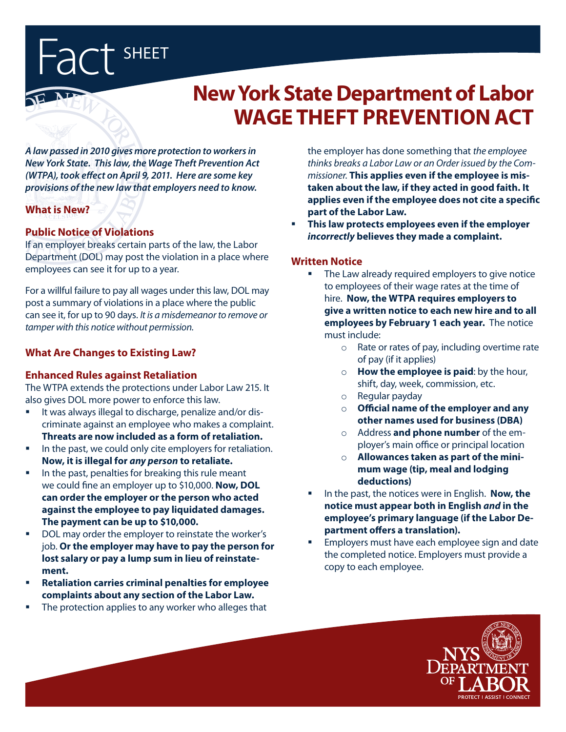# Fact SHEET

# New York State Department of Labor WAGE THEFT PREVENTION ACT

***A law passed in 2010 gives more protection to workers in New York State. This law, the Wage Theft Prevention Act (WTPA), took effect on April 9, 2011. Here are some key provisions of the new law that employers need to know.***

## What is New?

### Public Notice of Violations

If an employer breaks certain parts of the law, the Labor Department (DOL) may post the violation in a place where employees can see it for up to a year.

For a willful failure to pay all wages under this law, DOL may post a summary of violations in a place where the public can see it, for up to 90 days. *It is a misdemeanor to remove or tamper with this notice without permission.*

## What Are Changes to Existing Law?

### Enhanced Rules against Retaliation

The WTPA extends the protections under Labor Law 215. It also gives DOL more power to enforce this law.

- It was always illegal to discharge, penalize and/or discriminate against an employee who makes a complaint. **Threats are now included as a form of retaliation.**
- In the past, we could only cite employers for retaliation. **Now, it is illegal for *any person* to retaliate.**
- In the past, penalties for breaking this rule meant we could fine an employer up to $10,000. **Now, DOL can order the employer or the person who acted against the employee to pay liquidated damages. The payment can be up to $10,000.**
- DOL may order the employer to reinstate the worker's job. **Or the employer may have to pay the person for lost salary or pay a lump sum in lieu of reinstatement.**
- **Retaliation carries criminal penalties for employee complaints about any section of the Labor Law.**
- The protection applies to any worker who alleges that the employer has done something that *the employee thinks breaks a Labor Law or an Order issued by the Commissioner.* **This applies even if the employee is mistaken about the law, if they acted in good faith. It applies even if the employee does not cite a specific part of the Labor Law.**
- **This law protects employees even if the employer *incorrectly* believes they made a complaint.**

### Written Notice

- The Law already required employers to give notice to employees of their wage rates at the time of hire. **Now, the WTPA requires employers to give a written notice to each new hire and to all employees by February 1 each year.** The notice must include:
  - Rate or rates of pay, including overtime rate of pay (if it applies)
  - **How the employee is paid**: by the hour, shift, day, week, commission, etc.
  - Regular payday
  - **Official name of the employer and any other names used for business (DBA)**
  - Address **and phone number** of the employer's main office or principal location
  - **Allowances taken as part of the minimum wage (tip, meal and lodging deductions)**
- In the past, the notices were in English. **Now, the notice must appear both in English *and* in the employee's primary language (if the Labor Department offers a translation).**
- Employers must have each employee sign and date the completed notice. Employers must provide a copy to each employee.

NYS DEPARTMENT OF LABOR
PROTECT | ASSIST | CONNECT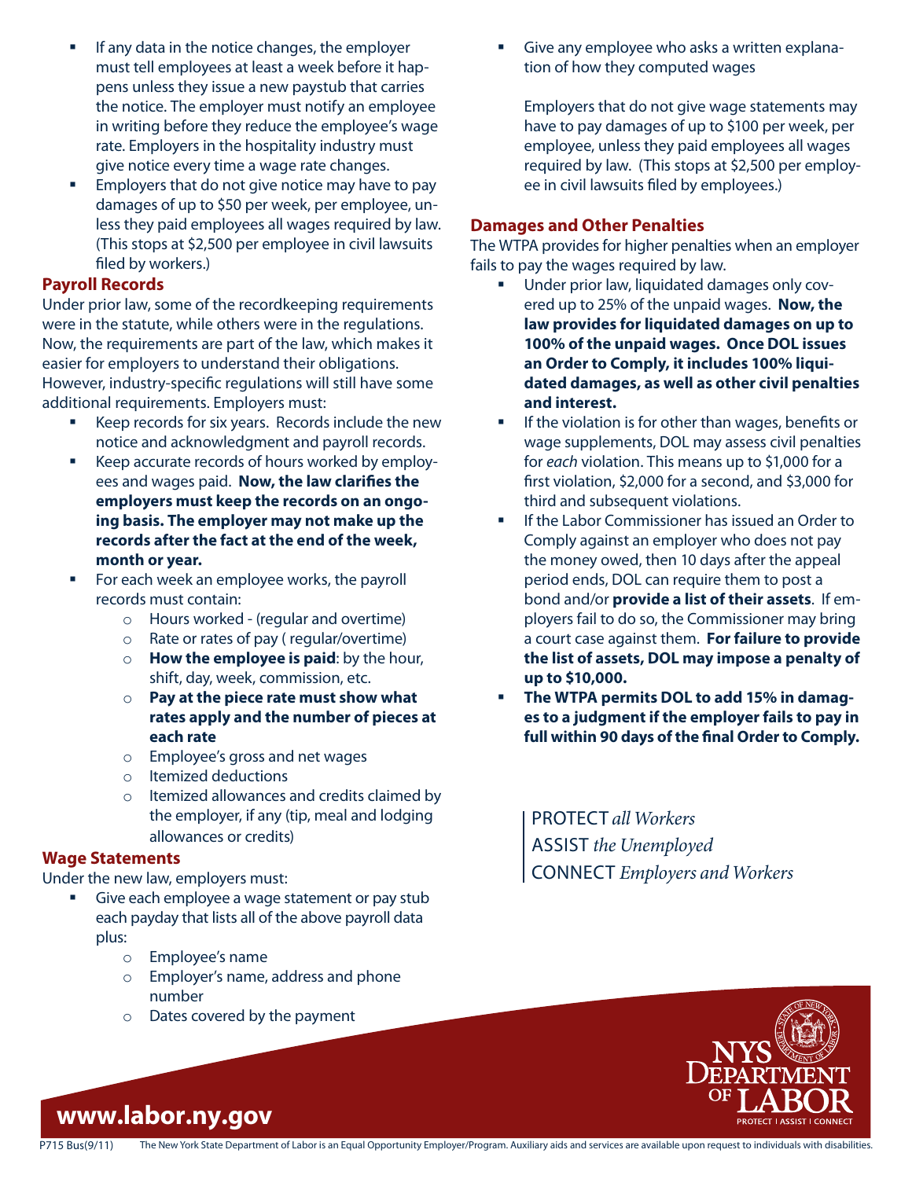- If any data in the notice changes, the employer must tell employees at least a week before it happens unless they issue a new paystub that carries the notice. The employer must notify an employee in writing before they reduce the employee's wage rate. Employers in the hospitality industry must give notice every time a wage rate changes.
- Employers that do not give notice may have to pay damages of up to $50 per week, per employee, unless they paid employees all wages required by law. (This stops at $2,500 per employee in civil lawsuits filed by workers.)

## Payroll Records

Under prior law, some of the recordkeeping requirements were in the statute, while others were in the regulations. Now, the requirements are part of the law, which makes it easier for employers to understand their obligations. However, industry-specific regulations will still have some additional requirements. Employers must:

- Keep records for six years. Records include the new notice and acknowledgment and payroll records.
- Keep accurate records of hours worked by employees and wages paid. **Now, the law clarifies the employers must keep the records on an ongoing basis. The employer may not make up the records after the fact at the end of the week, month or year.**
- For each week an employee works, the payroll records must contain:
  - Hours worked - (regular and overtime)
  - Rate or rates of pay ( regular/overtime)
  - **How the employee is paid**: by the hour, shift, day, week, commission, etc.
  - **Pay at the piece rate must show what rates apply and the number of pieces at each rate**
  - Employee's gross and net wages
  - Itemized deductions
  - Itemized allowances and credits claimed by the employer, if any (tip, meal and lodging allowances or credits)

## Wage Statements

Under the new law, employers must:

- Give each employee a wage statement or pay stub each payday that lists all of the above payroll data plus:
  - Employee's name
  - Employer's name, address and phone number
  - Dates covered by the payment
- Give any employee who asks a written explanation of how they computed wages

  Employers that do not give wage statements may have to pay damages of up to $100 per week, per employee, unless they paid employees all wages required by law. (This stops at $2,500 per employee in civil lawsuits filed by employees.)

## Damages and Other Penalties

The WTPA provides for higher penalties when an employer fails to pay the wages required by law.

- Under prior law, liquidated damages only covered up to 25% of the unpaid wages. **Now, the law provides for liquidated damages on up to 100% of the unpaid wages. Once DOL issues an Order to Comply, it includes 100% liquidated damages, as well as other civil penalties and interest.**
- If the violation is for other than wages, benefits or wage supplements, DOL may assess civil penalties for *each* violation. This means up to $1,000 for a first violation, $2,000 for a second, and $3,000 for third and subsequent violations.
- If the Labor Commissioner has issued an Order to Comply against an employer who does not pay the money owed, then 10 days after the appeal period ends, DOL can require them to post a bond and/or **provide a list of their assets**. If employers fail to do so, the Commissioner may bring a court case against them. **For failure to provide the list of assets, DOL may impose a penalty of up to $10,000.**
- **The WTPA permits DOL to add 15% in damages to a judgment if the employer fails to pay in full within 90 days of the final Order to Comply.**

PROTECT *all Workers*
ASSIST *the Unemployed*
CONNECT *Employers and Workers*

NYS DEPARTMENT OF LABOR
PROTECT | ASSIST | CONNECT

**www.labor.ny.gov**

P715 Bus(9/11) The New York State Department of Labor is an Equal Opportunity Employer/Program. Auxiliary aids and services are available upon request to individuals with disabilities.